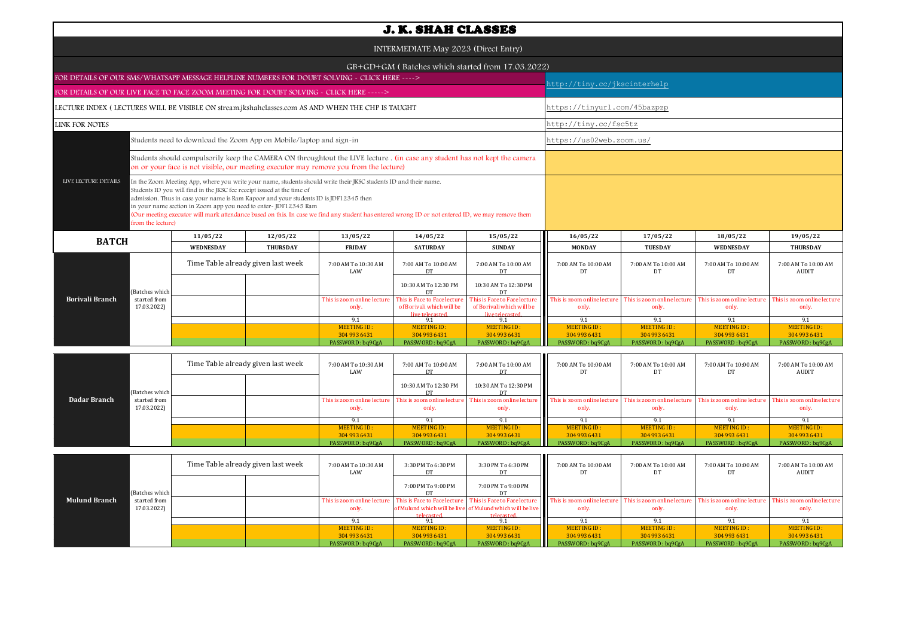# J. K. SHAH CLASSES

INTERMEDIATE May 2023 (Direct Entry)

GB+GD+GM ( Batches which started from 17.03.2022)

| | |
|---|---|
| FOR DETAILS OF OUR SMS/WHATSAPP MESSAGE HELPLINE NUMBERS FOR DOUBT SOLVING - CLICK HERE ----> | http://tiny.cc/jkscinterhelp |
| FOR DETAILS OF OUR LIVE FACE TO FACE ZOOM MEETING FOR DOUBT SOLVING - CLICK HERE -----> | http://tiny.cc/jkscinterhelp |
| LECTURE INDEX ( LECTURES WILL BE VISIBLE ON stream.jkshahclasses.com AS AND WHEN THE CHP IS TAUGHT | https://tinyurl.com/45bazpzp |
| LINK FOR NOTES | http://tiny.cc/fsc5tz |

**LIVE LECTURE DETAILS**

- Students need to download the Zoom App on Mobile/laptop and sign-in — https://us02web.zoom.us/
- Students should compulsorily keep the CAMERA ON throughtout the LIVE lecture . (in case any student has not kept the camera on or your face is not visible, our meeting executor may remove you from the lecture)
- In the Zoom Meeting App, where you write your name, students should write their JKSC students ID and their name. Students ID you will find in the JKSC fee receipt issued at the time of admission. Thus in case your name is Ram Kapoor and your students ID is JDF12345 then in your name section in Zoom app you need to enter- JDF12345 Ram (Our meeting executor will mark attendance based on this. In case we find any student has entered wrong ID or not entered ID, we may remove them from the lecture)

| BATCH | | 11/05/22 WEDNESDAY | 12/05/22 THURSDAY | 13/05/22 FRIDAY | 14/05/22 SATURDAY | 15/05/22 SUNDAY | 16/05/22 MONDAY | 17/05/22 TUESDAY | 18/05/22 WEDNESDAY | 19/05/22 THURSDAY |
|---|---|---|---|---|---|---|---|---|---|---|
| **Borivali Branch** | (Batches which started from 17.03.2022) | Time Table already given last week | | 7:00 AM To 10:30 AM LAW | 7:00 AM To 10:00 AM DT | 7:00 AM To 10:00 AM DT | 7:00 AM To 10:00 AM DT | 7:00 AM To 10:00 AM DT | 7:00 AM To 10:00 AM DT | 7:00 AM To 10:00 AM AUDIT |
| | | | | | 10:30 AM To 12:30 PM DT | 10:30 AM To 12:30 PM DT | | | | |
| | | | | This is zoom online lecture only. | This is Face to Face lecture of Borivali which will be live telecasted. | This is Face to Face lecture of Borivali which will be live telecasted. | This is zoom online lecture only. | This is zoom online lecture only. | This is zoom online lecture only. | This is zoom online lecture only. |
| | | | | 9.1 | 9.1 | 9.1 | 9.1 | 9.1 | 9.1 | 9.1 |
| | | | | MEETING ID : 304 993 6431 | MEETING ID : 304 993 6431 | MEETING ID : 304 993 6431 | MEETING ID : 304 993 6431 | MEETING ID : 304 993 6431 | MEETING ID : 304 993 6431 | MEETING ID : 304 993 6431 |
| | | | | PASSWORD : bq9CgA | PASSWORD : bq9CgA | PASSWORD : bq9CgA | PASSWORD : bq9CgA | PASSWORD : bq9CgA | PASSWORD : bq9CgA | PASSWORD : bq9CgA |
| **Dadar Branch** | (Batches which started from 17.03.2022) | Time Table already given last week | | 7:00 AM To 10:30 AM LAW | 7:00 AM To 10:00 AM DT | 7:00 AM To 10:00 AM DT | 7:00 AM To 10:00 AM DT | 7:00 AM To 10:00 AM DT | 7:00 AM To 10:00 AM DT | 7:00 AM To 10:00 AM AUDIT |
| | | | | | 10:30 AM To 12:30 PM DT | 10:30 AM To 12:30 PM DT | | | | |
| | | | | This is zoom online lecture only. | This is zoom online lecture only. | This is zoom online lecture only. | This is zoom online lecture only. | This is zoom online lecture only. | This is zoom online lecture only. | This is zoom online lecture only. |
| | | | | 9.1 | 9.1 | 9.1 | 9.1 | 9.1 | 9.1 | 9.1 |
| | | | | MEETING ID : 304 993 6431 | MEETING ID : 304 993 6431 | MEETING ID : 304 993 6431 | MEETING ID : 304 993 6431 | MEETING ID : 304 993 6431 | MEETING ID : 304 993 6431 | MEETING ID : 304 993 6431 |
| | | | | PASSWORD : bq9CgA | PASSWORD : bq9CgA | PASSWORD : bq9CgA | PASSWORD : bq9CgA | PASSWORD : bq9CgA | PASSWORD : bq9CgA | PASSWORD : bq9CgA |
| **Mulund Branch** | (Batches which started from 17.03.2022) | Time Table already given last week | | 7:00 AM To 10:30 AM LAW | 3:30 PM To 6:30 PM DT | 3:30 PM To 6:30 PM DT | 7:00 AM To 10:00 AM DT | 7:00 AM To 10:00 AM DT | 7:00 AM To 10:00 AM DT | 7:00 AM To 10:00 AM AUDIT |
| | | | | | 7:00 PM To 9:00 PM DT | 7:00 PM To 9:00 PM DT | | | | |
| | | | | This is zoom online lecture only. | This is Face to Face lecture of Mulund which will be live telecasted. | This is Face to Face lecture of Mulund which will be live telecasted. | This is zoom online lecture only. | This is zoom online lecture only. | This is zoom online lecture only. | This is zoom online lecture only. |
| | | | | 9.1 | 9.1 | 9.1 | 9.1 | 9.1 | 9.1 | 9.1 |
| | | | | MEETING ID : 304 993 6431 | MEETING ID : 304 993 6431 | MEETING ID : 304 993 6431 | MEETING ID : 304 993 6431 | MEETING ID : 304 993 6431 | MEETING ID : 304 993 6431 | MEETING ID : 304 993 6431 |
| | | | | PASSWORD : bq9CgA | PASSWORD : bq9CgA | PASSWORD : bq9CgA | PASSWORD : bq9CgA | PASSWORD : bq9CgA | PASSWORD : bq9CgA | PASSWORD : bq9CgA |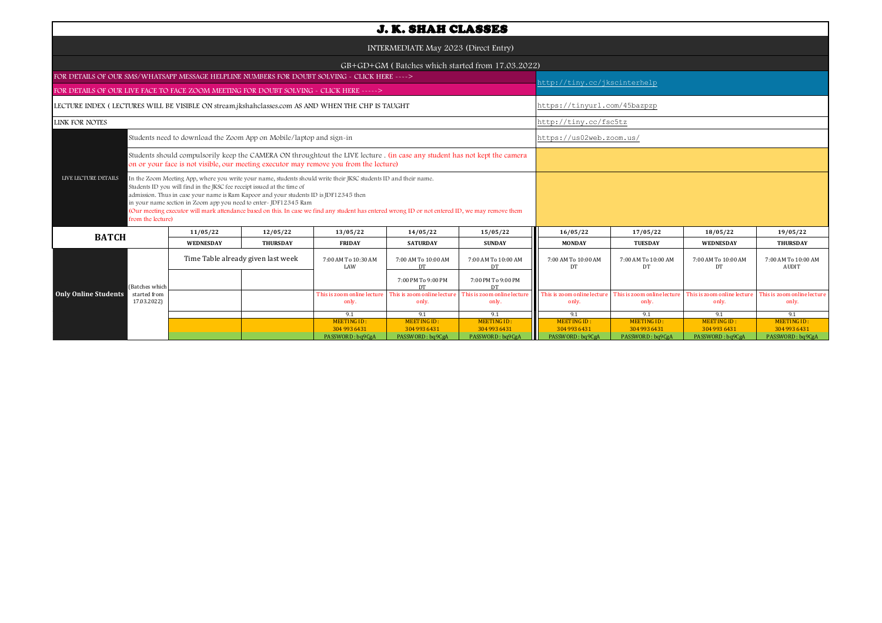# J. K. SHAH CLASSES

INTERMEDIATE May 2023 (Direct Entry)

GB+GD+GM ( Batches which started from 17.03.2022)

| | |
|---|---|
| FOR DETAILS OF OUR SMS/WHATSAPP MESSAGE HELPLINE NUMBERS FOR DOUBT SOLVING - CLICK HERE ----> | http://tiny.cc/jkscinterhelp |
| FOR DETAILS OF OUR LIVE FACE TO FACE ZOOM MEETING FOR DOUBT SOLVING - CLICK HERE -----> | |
| LECTURE INDEX ( LECTURES WILL BE VISIBLE ON stream.jkshahclasses.com AS AND WHEN THE CHP IS TAUGHT | https://tinyurl.com/45bazpzp |
| LINK FOR NOTES | http://tiny.cc/fsc5tz |

**LIVE LECTURE DETAILS**

- Students need to download the Zoom App on Mobile/laptop and sign-in — https://us02web.zoom.us/
- Students should compulsorily keep the CAMERA ON throughtout the LIVE lecture . (in case any student has not kept the camera on or your face is not visible, our meeting executor may remove you from the lecture)
- In the Zoom Meeting App, where you write your name, students should write their JKSC students ID and their name. Students ID you will find in the JKSC fee receipt issued at the time of admission. Thus in case your name is Ram Kapoor and your students ID is JDF12345 then in your name section in Zoom app you need to enter- JDF12345 Ram (Our meeting executor will mark attendance based on this. In case we find any student has entered wrong ID or not entered ID, we may remove them from the lecture)

| BATCH | | 11/05/22 | 12/05/22 | 13/05/22 | 14/05/22 | 15/05/22 | 16/05/22 | 17/05/22 | 18/05/22 | 19/05/22 |
|---|---|---|---|---|---|---|---|---|---|---|
| | | WEDNESDAY | THURSDAY | FRIDAY | SATURDAY | SUNDAY | MONDAY | TUESDAY | WEDNESDAY | THURSDAY |
| Only Online Students | (Batches which started from 17.03.2022) | Time Table already given last week | | 7:00 AM To 10:30 AM LAW | 7:00 AM To 10:00 AM DT | 7:00 AM To 10:00 AM DT | 7:00 AM To 10:00 AM DT | 7:00 AM To 10:00 AM DT | 7:00 AM To 10:00 AM DT | 7:00 AM To 10:00 AM AUDIT |
| | | | | | 7:00 PM To 9:00 PM DT | 7:00 PM To 9:00 PM DT | | | | |
| | | | | This is zoom online lecture only. | This is zoom online lecture only. | This is zoom online lecture only. | This is zoom online lecture only. | This is zoom online lecture only. | This is zoom online lecture only. | This is zoom online lecture only. |
| | | | | 9.1 | 9.1 | 9.1 | 9.1 | 9.1 | 9.1 | 9.1 |
| | | | | MEETING ID : 304 993 6431 | MEETING ID : 304 993 6431 | MEETING ID : 304 993 6431 | MEETING ID : 304 993 6431 | MEETING ID : 304 993 6431 | MEETING ID : 304 993 6431 | MEETING ID : 304 993 6431 |
| | | | | PASSWORD : bq9CgA | PASSWORD : bq9CgA | PASSWORD : bq9CgA | PASSWORD : bq9CgA | PASSWORD : bq9CgA | PASSWORD : bq9CgA | PASSWORD : bq9CgA |